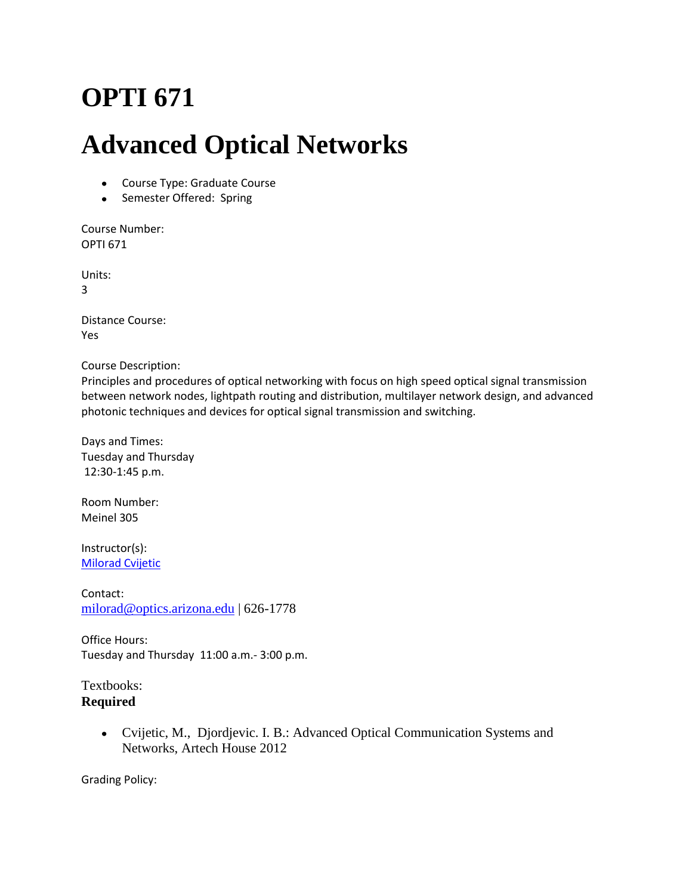# OPTI 671

# Advanced Optical Networks

- Course Type: Graduate Course
- Semester Offered: Spring

Course Number:
OPTI 671

Units:
3

Distance Course:
Yes

Course Description:
Principles and procedures of optical networking with focus on high speed optical signal transmission between network nodes, lightpath routing and distribution, multilayer network design, and advanced photonic techniques and devices for optical signal transmission and switching.

Days and Times:
Tuesday and Thursday
12:30-1:45 p.m.

Room Number:
Meinel 305

Instructor(s):
Milorad Cvijetic

Contact:
milorad@optics.arizona.edu | 626-1778

Office Hours:
Tuesday and Thursday 11:00 a.m.- 3:00 p.m.

Textbooks:
**Required**

- Cvijetic, M., Djordjevic. I. B.: Advanced Optical Communication Systems and Networks, Artech House 2012

Grading Policy: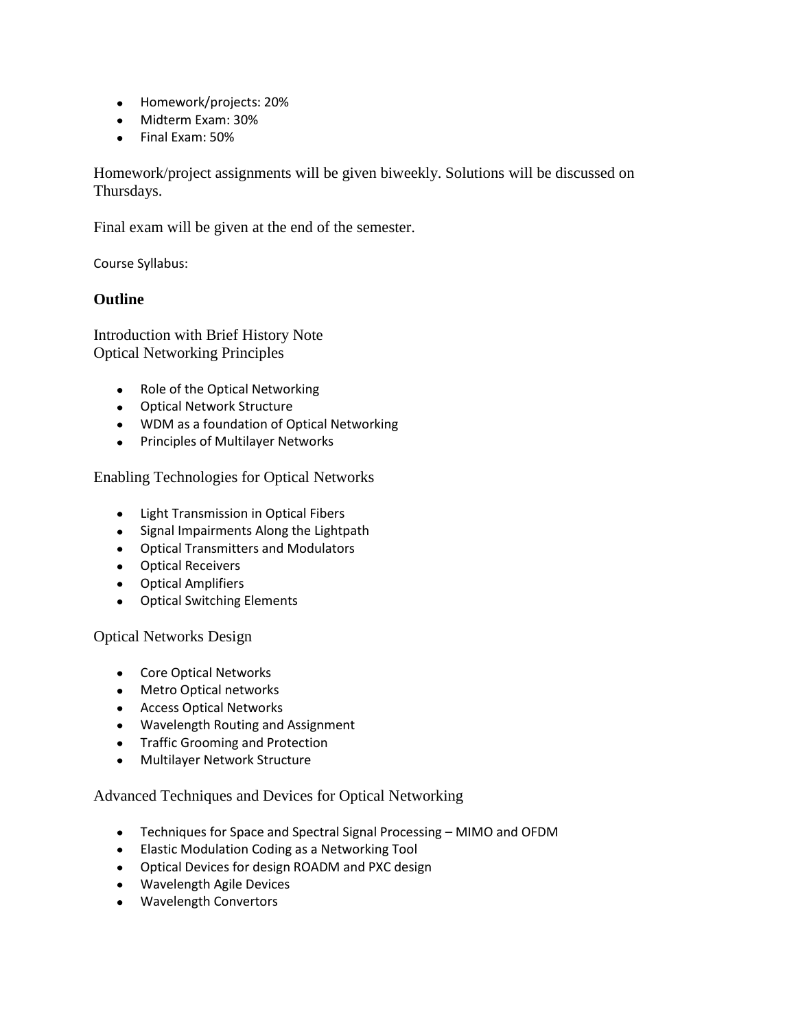- Homework/projects: 20%
- Midterm Exam: 30%
- Final Exam: 50%

Homework/project assignments will be given biweekly. Solutions will be discussed on Thursdays.

Final exam will be given at the end of the semester.

Course Syllabus:

## Outline

Introduction with Brief History Note
Optical Networking Principles

- Role of the Optical Networking
- Optical Network Structure
- WDM as a foundation of Optical Networking
- Principles of Multilayer Networks

Enabling Technologies for Optical Networks

- Light Transmission in Optical Fibers
- Signal Impairments Along the Lightpath
- Optical Transmitters and Modulators
- Optical Receivers
- Optical Amplifiers
- Optical Switching Elements

Optical Networks Design

- Core Optical Networks
- Metro Optical networks
- Access Optical Networks
- Wavelength Routing and Assignment
- Traffic Grooming and Protection
- Multilayer Network Structure

Advanced Techniques and Devices for Optical Networking

- Techniques for Space and Spectral Signal Processing – MIMO and OFDM
- Elastic Modulation Coding as a Networking Tool
- Optical Devices for design ROADM and PXC design
- Wavelength Agile Devices
- Wavelength Convertors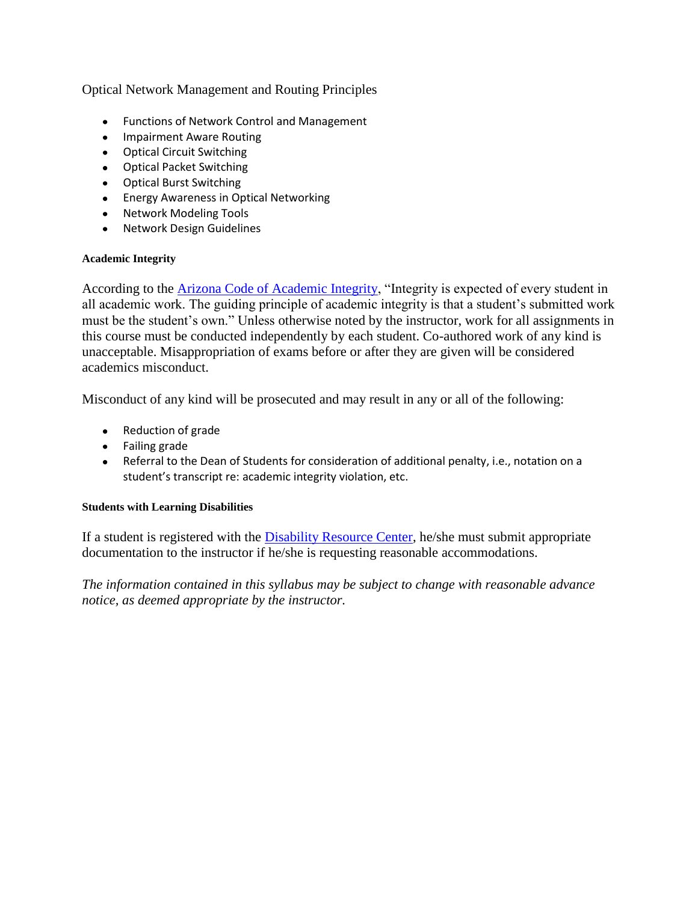Optical Network Management and Routing Principles

- Functions of Network Control and Management
- Impairment Aware Routing
- Optical Circuit Switching
- Optical Packet Switching
- Optical Burst Switching
- Energy Awareness in Optical Networking
- Network Modeling Tools
- Network Design Guidelines

#### Academic Integrity

According to the [Arizona Code of Academic Integrity](), "Integrity is expected of every student in all academic work. The guiding principle of academic integrity is that a student's submitted work must be the student's own." Unless otherwise noted by the instructor, work for all assignments in this course must be conducted independently by each student. Co-authored work of any kind is unacceptable. Misappropriation of exams before or after they are given will be considered academics misconduct.

Misconduct of any kind will be prosecuted and may result in any or all of the following:

- Reduction of grade
- Failing grade
- Referral to the Dean of Students for consideration of additional penalty, i.e., notation on a student's transcript re: academic integrity violation, etc.

#### Students with Learning Disabilities

If a student is registered with the [Disability Resource Center](), he/she must submit appropriate documentation to the instructor if he/she is requesting reasonable accommodations.

*The information contained in this syllabus may be subject to change with reasonable advance notice, as deemed appropriate by the instructor.*